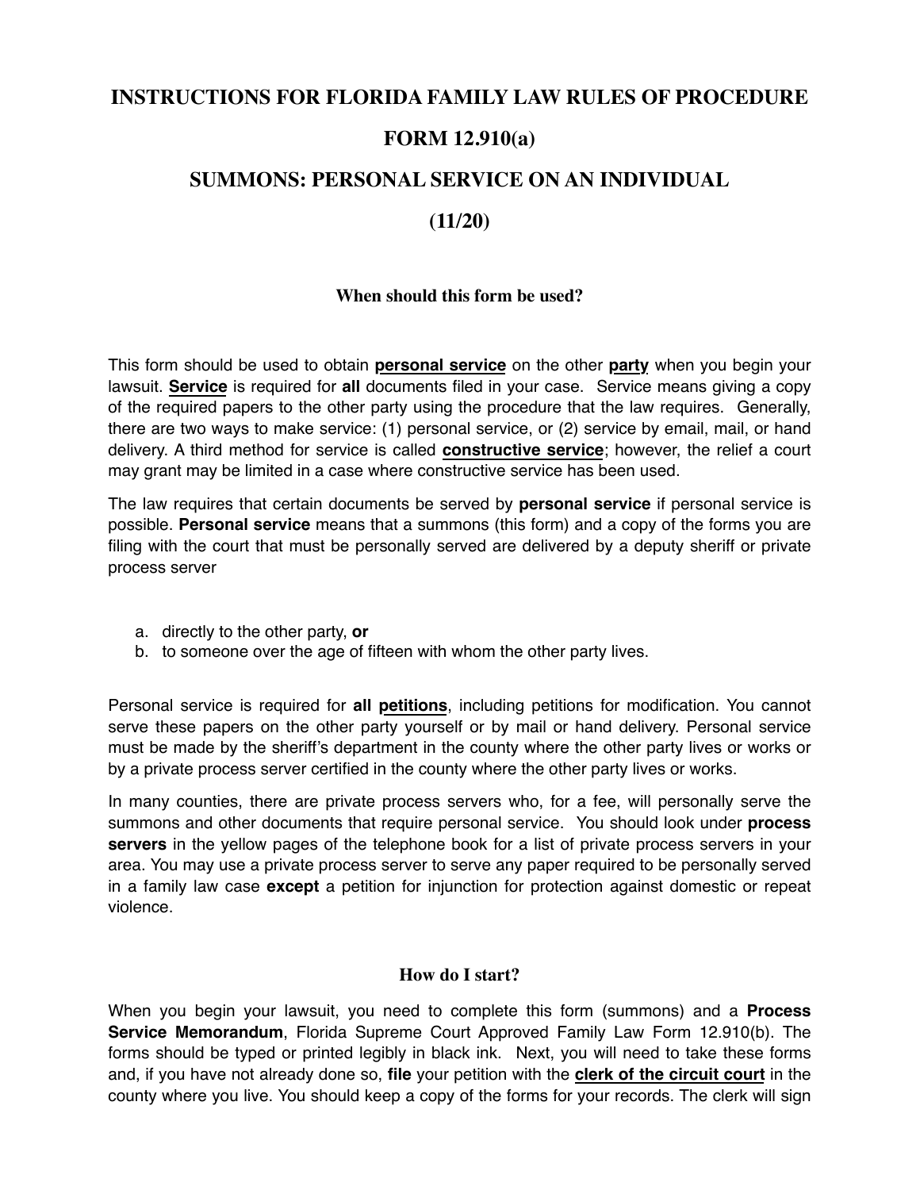# INSTRUCTIONS FOR FLORIDA FAMILY LAW RULES OF PROCEDURE

# FORM 12.910(a)

# SUMMONS: PERSONAL SERVICE ON AN INDIVIDUAL

# (11/20)

### When should this form be used?

This form should be used to obtain **personal service** on the other **party** when you begin your lawsuit. **Service** is required for **all** documents filed in your case. Service means giving a copy of the required papers to the other party using the procedure that the law requires. Generally, there are two ways to make service: (1) personal service, or (2) service by email, mail, or hand delivery. A third method for service is called **constructive service**; however, the relief a court may grant may be limited in a case where constructive service has been used.

The law requires that certain documents be served by **personal service** if personal service is possible. **Personal service** means that a summons (this form) and a copy of the forms you are filing with the court that must be personally served are delivered by a deputy sheriff or private process server

a. directly to the other party, **or**
b. to someone over the age of fifteen with whom the other party lives.

Personal service is required for **all petitions**, including petitions for modification. You cannot serve these papers on the other party yourself or by mail or hand delivery. Personal service must be made by the sheriff's department in the county where the other party lives or works or by a private process server certified in the county where the other party lives or works.

In many counties, there are private process servers who, for a fee, will personally serve the summons and other documents that require personal service. You should look under **process servers** in the yellow pages of the telephone book for a list of private process servers in your area. You may use a private process server to serve any paper required to be personally served in a family law case **except** a petition for injunction for protection against domestic or repeat violence.

### How do I start?

When you begin your lawsuit, you need to complete this form (summons) and a **Process Service Memorandum**, Florida Supreme Court Approved Family Law Form 12.910(b). The forms should be typed or printed legibly in black ink. Next, you will need to take these forms and, if you have not already done so, **file** your petition with the **clerk of the circuit court** in the county where you live. You should keep a copy of the forms for your records. The clerk will sign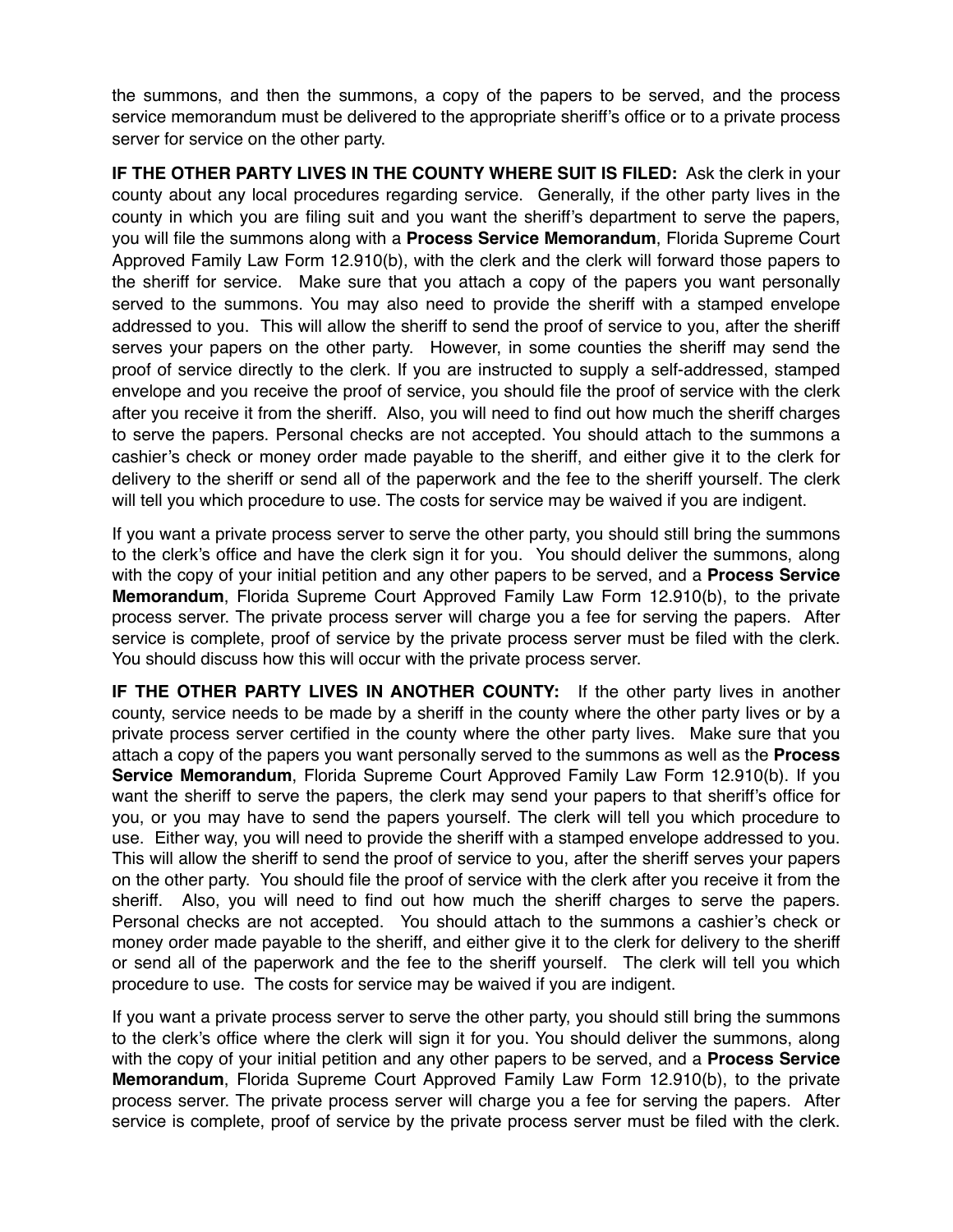the summons, and then the summons, a copy of the papers to be served, and the process service memorandum must be delivered to the appropriate sheriff's office or to a private process server for service on the other party.

**IF THE OTHER PARTY LIVES IN THE COUNTY WHERE SUIT IS FILED:** Ask the clerk in your county about any local procedures regarding service. Generally, if the other party lives in the county in which you are filing suit and you want the sheriff's department to serve the papers, you will file the summons along with a **Process Service Memorandum**, Florida Supreme Court Approved Family Law Form 12.910(b), with the clerk and the clerk will forward those papers to the sheriff for service. Make sure that you attach a copy of the papers you want personally served to the summons. You may also need to provide the sheriff with a stamped envelope addressed to you. This will allow the sheriff to send the proof of service to you, after the sheriff serves your papers on the other party. However, in some counties the sheriff may send the proof of service directly to the clerk. If you are instructed to supply a self-addressed, stamped envelope and you receive the proof of service, you should file the proof of service with the clerk after you receive it from the sheriff. Also, you will need to find out how much the sheriff charges to serve the papers. Personal checks are not accepted. You should attach to the summons a cashier's check or money order made payable to the sheriff, and either give it to the clerk for delivery to the sheriff or send all of the paperwork and the fee to the sheriff yourself. The clerk will tell you which procedure to use. The costs for service may be waived if you are indigent.

If you want a private process server to serve the other party, you should still bring the summons to the clerk's office and have the clerk sign it for you. You should deliver the summons, along with the copy of your initial petition and any other papers to be served, and a **Process Service Memorandum**, Florida Supreme Court Approved Family Law Form 12.910(b), to the private process server. The private process server will charge you a fee for serving the papers. After service is complete, proof of service by the private process server must be filed with the clerk. You should discuss how this will occur with the private process server.

**IF THE OTHER PARTY LIVES IN ANOTHER COUNTY:** If the other party lives in another county, service needs to be made by a sheriff in the county where the other party lives or by a private process server certified in the county where the other party lives. Make sure that you attach a copy of the papers you want personally served to the summons as well as the **Process Service Memorandum**, Florida Supreme Court Approved Family Law Form 12.910(b). If you want the sheriff to serve the papers, the clerk may send your papers to that sheriff's office for you, or you may have to send the papers yourself. The clerk will tell you which procedure to use. Either way, you will need to provide the sheriff with a stamped envelope addressed to you. This will allow the sheriff to send the proof of service to you, after the sheriff serves your papers on the other party. You should file the proof of service with the clerk after you receive it from the sheriff. Also, you will need to find out how much the sheriff charges to serve the papers. Personal checks are not accepted. You should attach to the summons a cashier's check or money order made payable to the sheriff, and either give it to the clerk for delivery to the sheriff or send all of the paperwork and the fee to the sheriff yourself. The clerk will tell you which procedure to use. The costs for service may be waived if you are indigent.

If you want a private process server to serve the other party, you should still bring the summons to the clerk's office where the clerk will sign it for you. You should deliver the summons, along with the copy of your initial petition and any other papers to be served, and a **Process Service Memorandum**, Florida Supreme Court Approved Family Law Form 12.910(b), to the private process server. The private process server will charge you a fee for serving the papers. After service is complete, proof of service by the private process server must be filed with the clerk.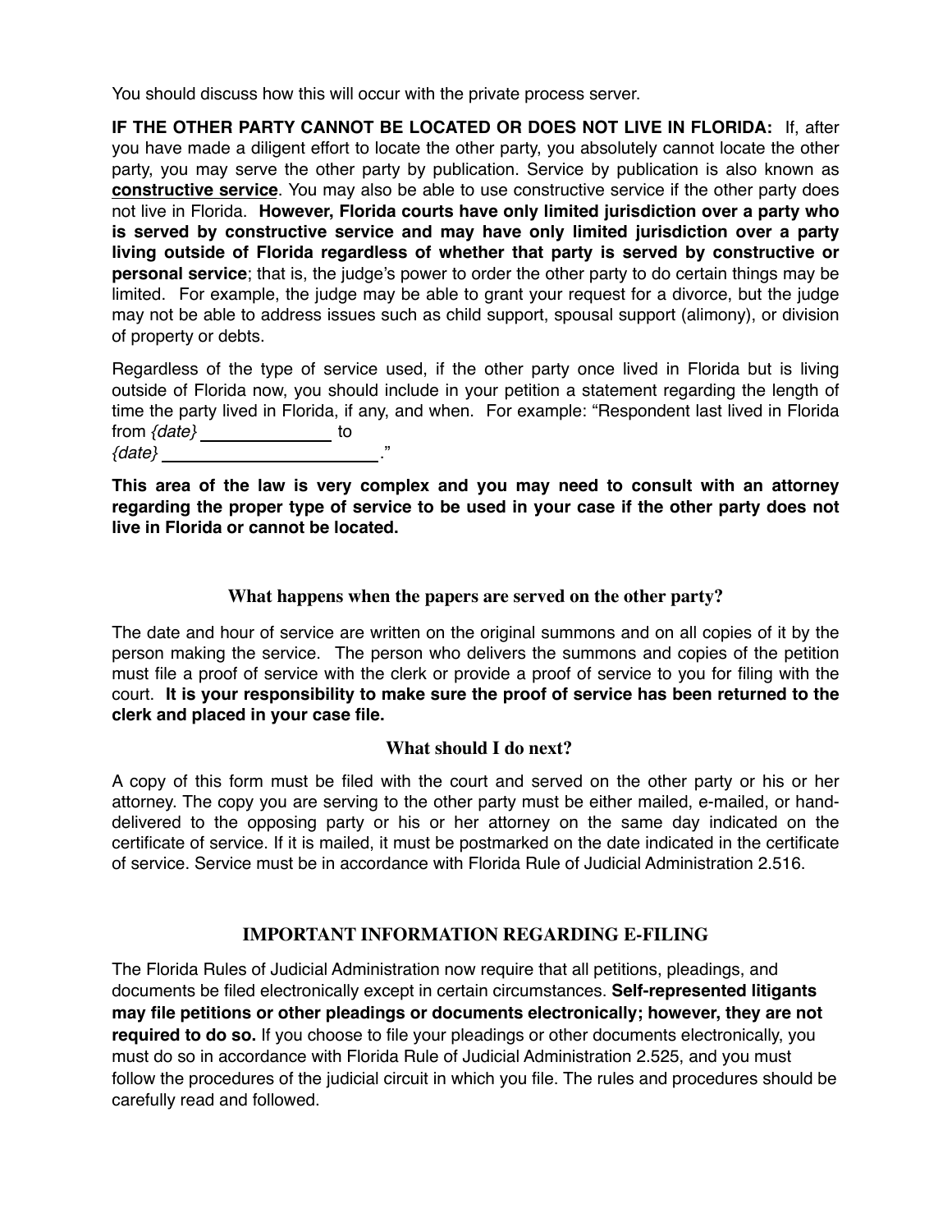You should discuss how this will occur with the private process server.

**IF THE OTHER PARTY CANNOT BE LOCATED OR DOES NOT LIVE IN FLORIDA:** If, after you have made a diligent effort to locate the other party, you absolutely cannot locate the other party, you may serve the other party by publication. Service by publication is also known as **constructive service**. You may also be able to use constructive service if the other party does not live in Florida. **However, Florida courts have only limited jurisdiction over a party who is served by constructive service and may have only limited jurisdiction over a party living outside of Florida regardless of whether that party is served by constructive or personal service**; that is, the judge's power to order the other party to do certain things may be limited. For example, the judge may be able to grant your request for a divorce, but the judge may not be able to address issues such as child support, spousal support (alimony), or division of property or debts.

Regardless of the type of service used, if the other party once lived in Florida but is living outside of Florida now, you should include in your petition a statement regarding the length of time the party lived in Florida, if any, and when. For example: "Respondent last lived in Florida from *{date}* ______________ to *{date}* ________________________."

**This area of the law is very complex and you may need to consult with an attorney regarding the proper type of service to be used in your case if the other party does not live in Florida or cannot be located.**

### What happens when the papers are served on the other party?

The date and hour of service are written on the original summons and on all copies of it by the person making the service. The person who delivers the summons and copies of the petition must file a proof of service with the clerk or provide a proof of service to you for filing with the court. **It is your responsibility to make sure the proof of service has been returned to the clerk and placed in your case file.**

### What should I do next?

A copy of this form must be filed with the court and served on the other party or his or her attorney. The copy you are serving to the other party must be either mailed, e-mailed, or hand-delivered to the opposing party or his or her attorney on the same day indicated on the certificate of service. If it is mailed, it must be postmarked on the date indicated in the certificate of service. Service must be in accordance with Florida Rule of Judicial Administration 2.516.

### IMPORTANT INFORMATION REGARDING E-FILING

The Florida Rules of Judicial Administration now require that all petitions, pleadings, and documents be filed electronically except in certain circumstances. **Self-represented litigants may file petitions or other pleadings or documents electronically; however, they are not required to do so.** If you choose to file your pleadings or other documents electronically, you must do so in accordance with Florida Rule of Judicial Administration 2.525, and you must follow the procedures of the judicial circuit in which you file. The rules and procedures should be carefully read and followed.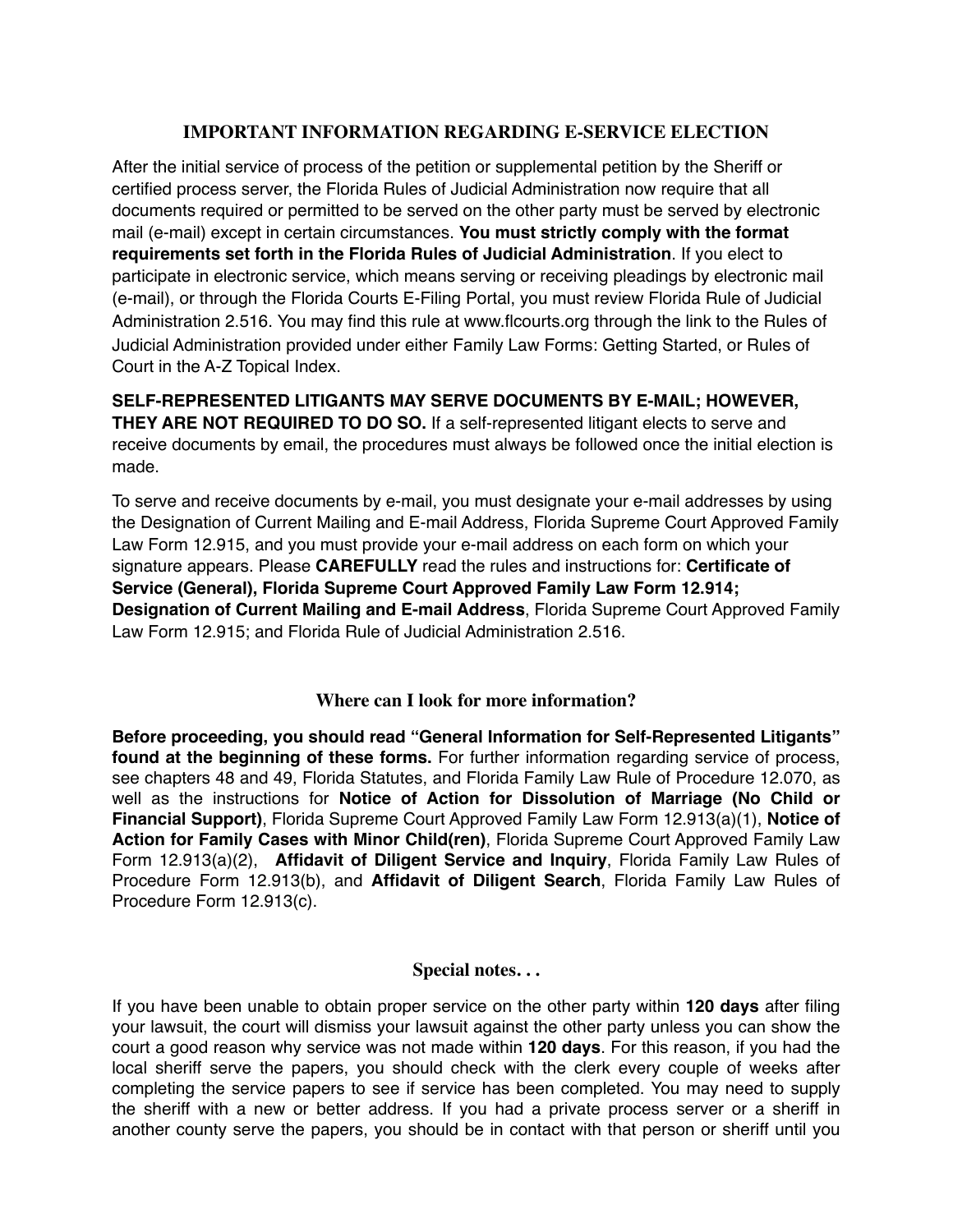## IMPORTANT INFORMATION REGARDING E-SERVICE ELECTION

After the initial service of process of the petition or supplemental petition by the Sheriff or certified process server, the Florida Rules of Judicial Administration now require that all documents required or permitted to be served on the other party must be served by electronic mail (e-mail) except in certain circumstances. **You must strictly comply with the format requirements set forth in the Florida Rules of Judicial Administration**. If you elect to participate in electronic service, which means serving or receiving pleadings by electronic mail (e-mail), or through the Florida Courts E-Filing Portal, you must review Florida Rule of Judicial Administration 2.516. You may find this rule at www.flcourts.org through the link to the Rules of Judicial Administration provided under either Family Law Forms: Getting Started, or Rules of Court in the A-Z Topical Index.

**SELF-REPRESENTED LITIGANTS MAY SERVE DOCUMENTS BY E-MAIL; HOWEVER, THEY ARE NOT REQUIRED TO DO SO.** If a self-represented litigant elects to serve and receive documents by email, the procedures must always be followed once the initial election is made.

To serve and receive documents by e-mail, you must designate your e-mail addresses by using the Designation of Current Mailing and E-mail Address, Florida Supreme Court Approved Family Law Form 12.915, and you must provide your e-mail address on each form on which your signature appears. Please **CAREFULLY** read the rules and instructions for: **Certificate of Service (General), Florida Supreme Court Approved Family Law Form 12.914; Designation of Current Mailing and E-mail Address**, Florida Supreme Court Approved Family Law Form 12.915; and Florida Rule of Judicial Administration 2.516.

### Where can I look for more information?

**Before proceeding, you should read "General Information for Self-Represented Litigants" found at the beginning of these forms.** For further information regarding service of process, see chapters 48 and 49, Florida Statutes, and Florida Family Law Rule of Procedure 12.070, as well as the instructions for **Notice of Action for Dissolution of Marriage (No Child or Financial Support)**, Florida Supreme Court Approved Family Law Form 12.913(a)(1), **Notice of Action for Family Cases with Minor Child(ren)**, Florida Supreme Court Approved Family Law Form 12.913(a)(2), **Affidavit of Diligent Service and Inquiry**, Florida Family Law Rules of Procedure Form 12.913(b), and **Affidavit of Diligent Search**, Florida Family Law Rules of Procedure Form 12.913(c).

### Special notes. . .

If you have been unable to obtain proper service on the other party within **120 days** after filing your lawsuit, the court will dismiss your lawsuit against the other party unless you can show the court a good reason why service was not made within **120 days**. For this reason, if you had the local sheriff serve the papers, you should check with the clerk every couple of weeks after completing the service papers to see if service has been completed. You may need to supply the sheriff with a new or better address. If you had a private process server or a sheriff in another county serve the papers, you should be in contact with that person or sheriff until you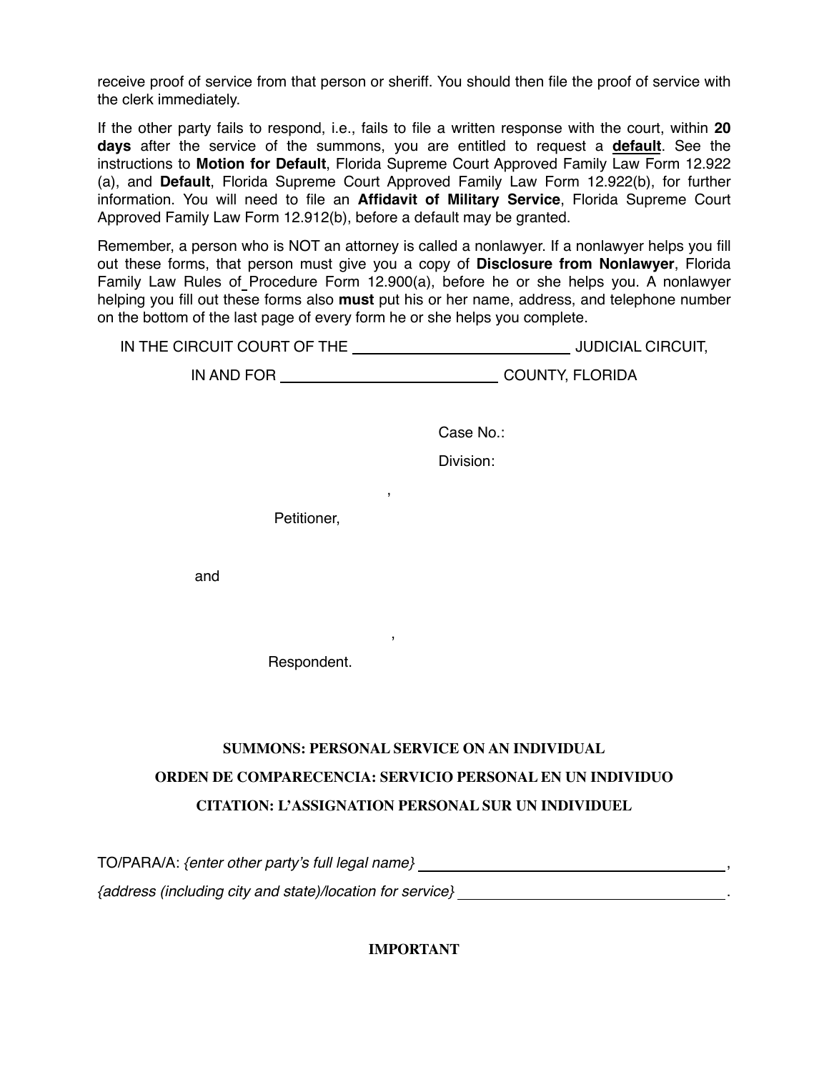receive proof of service from that person or sheriff. You should then file the proof of service with the clerk immediately.

If the other party fails to respond, i.e., fails to file a written response with the court, within **20 days** after the service of the summons, you are entitled to request a **default**. See the instructions to **Motion for Default**, Florida Supreme Court Approved Family Law Form 12.922 (a), and **Default**, Florida Supreme Court Approved Family Law Form 12.922(b), for further information. You will need to file an **Affidavit of Military Service**, Florida Supreme Court Approved Family Law Form 12.912(b), before a default may be granted.

Remember, a person who is NOT an attorney is called a nonlawyer. If a nonlawyer helps you fill out these forms, that person must give you a copy of **Disclosure from Nonlawyer**, Florida Family Law Rules of Procedure Form 12.900(a), before he or she helps you. A nonlawyer helping you fill out these forms also **must** put his or her name, address, and telephone number on the bottom of the last page of every form he or she helps you complete.

IN THE CIRCUIT COURT OF THE ____________________ JUDICIAL CIRCUIT,

IN AND FOR ____________________ COUNTY, FLORIDA

Case No.:

Division:

____________________,

Petitioner,

and

____________________,

Respondent.

**SUMMONS: PERSONAL SERVICE ON AN INDIVIDUAL**

**ORDEN DE COMPARECENCIA: SERVICIO PERSONAL EN UN INDIVIDUO**

**CITATION: L'ASSIGNATION PERSONAL SUR UN INDIVIDUEL**

TO/PARA/A: *{enter other party's full legal name}* ______________________________,

*{address (including city and state)/location for service}* ______________________________.

**IMPORTANT**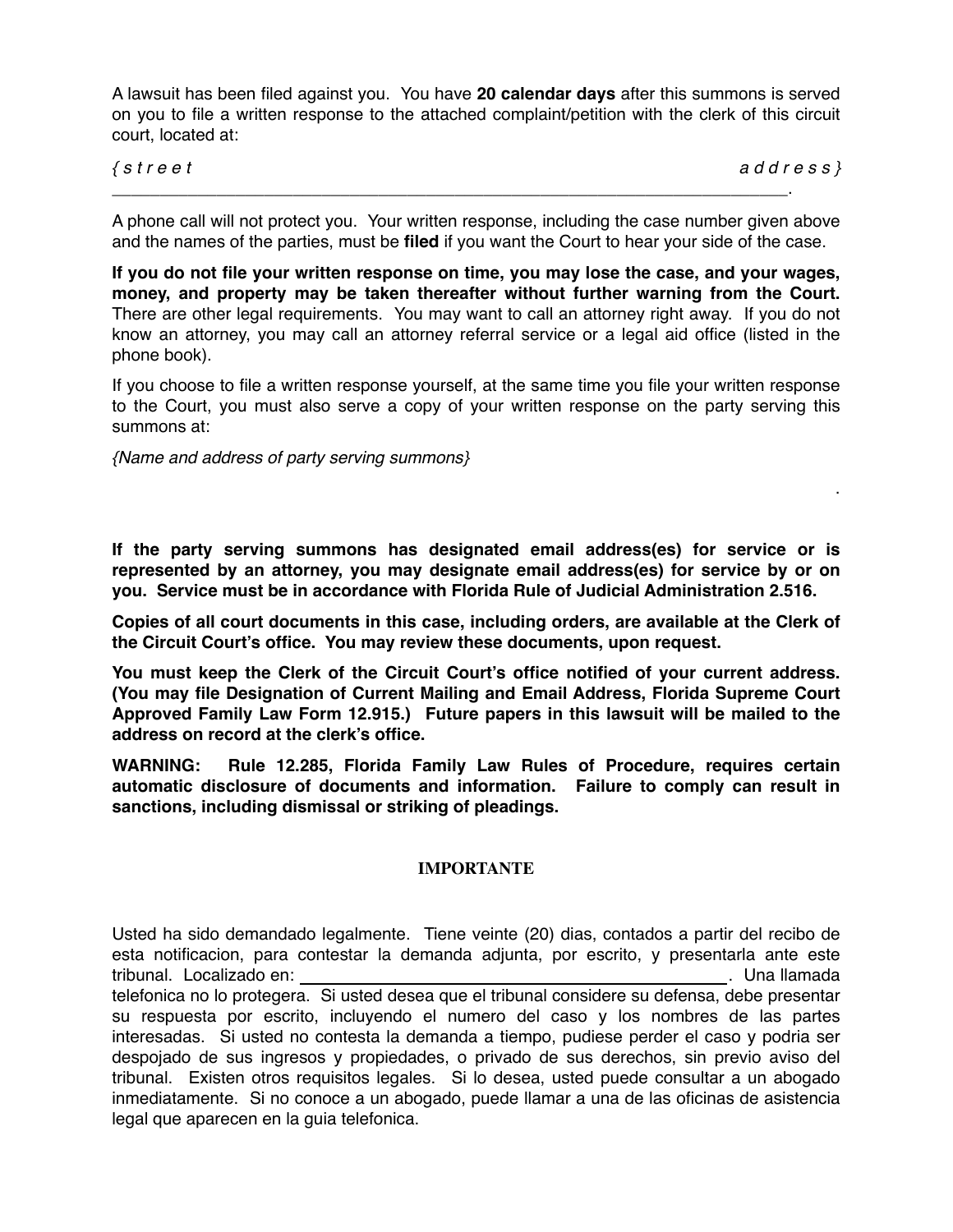A lawsuit has been filed against you. You have **20 calendar days** after this summons is served on you to file a written response to the attached complaint/petition with the clerk of this circuit court, located at:

*{street address}*
___________________________________________________________________________.

A phone call will not protect you. Your written response, including the case number given above and the names of the parties, must be **filed** if you want the Court to hear your side of the case.

**If you do not file your written response on time, you may lose the case, and your wages, money, and property may be taken thereafter without further warning from the Court.** There are other legal requirements. You may want to call an attorney right away. If you do not know an attorney, you may call an attorney referral service or a legal aid office (listed in the phone book).

If you choose to file a written response yourself, at the same time you file your written response to the Court, you must also serve a copy of your written response on the party serving this summons at:

*{Name and address of party serving summons}*

.

**If the party serving summons has designated email address(es) for service or is represented by an attorney, you may designate email address(es) for service by or on you. Service must be in accordance with Florida Rule of Judicial Administration 2.516.**

**Copies of all court documents in this case, including orders, are available at the Clerk of the Circuit Court's office. You may review these documents, upon request.**

**You must keep the Clerk of the Circuit Court's office notified of your current address. (You may file Designation of Current Mailing and Email Address, Florida Supreme Court Approved Family Law Form 12.915.) Future papers in this lawsuit will be mailed to the address on record at the clerk's office.**

**WARNING: Rule 12.285, Florida Family Law Rules of Procedure, requires certain automatic disclosure of documents and information. Failure to comply can result in sanctions, including dismissal or striking of pleadings.**

**IMPORTANTE**

Usted ha sido demandado legalmente. Tiene veinte (20) dias, contados a partir del recibo de esta notificacion, para contestar la demanda adjunta, por escrito, y presentarla ante este tribunal. Localizado en: ____________________________________________. Una llamada telefonica no lo protegera. Si usted desea que el tribunal considere su defensa, debe presentar su respuesta por escrito, incluyendo el numero del caso y los nombres de las partes interesadas. Si usted no contesta la demanda a tiempo, pudiese perder el caso y podria ser despojado de sus ingresos y propiedades, o privado de sus derechos, sin previo aviso del tribunal. Existen otros requisitos legales. Si lo desea, usted puede consultar a un abogado inmediatamente. Si no conoce a un abogado, puede llamar a una de las oficinas de asistencia legal que aparecen en la guia telefonica.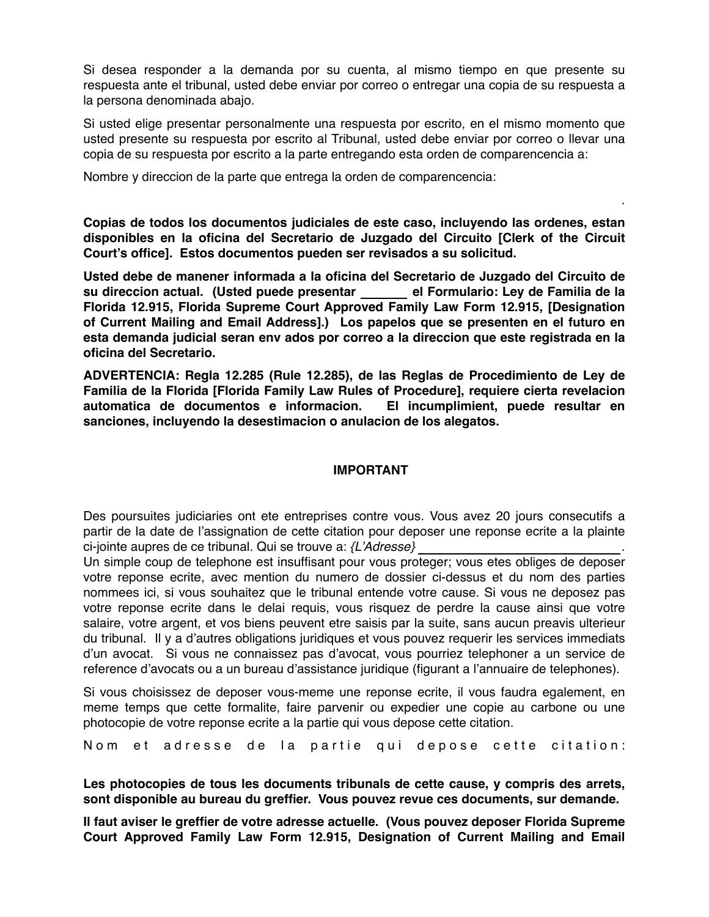Si desea responder a la demanda por su cuenta, al mismo tiempo en que presente su respuesta ante el tribunal, usted debe enviar por correo o entregar una copia de su respuesta a la persona denominada abajo.

Si usted elige presentar personalmente una respuesta por escrito, en el mismo momento que usted presente su respuesta por escrito al Tribunal, usted debe enviar por correo o llevar una copia de su respuesta por escrito a la parte entregando esta orden de comparencencia a:

Nombre y direccion de la parte que entrega la orden de comparencencia:

.

**Copias de todos los documentos judiciales de este caso, incluyendo las ordenes, estan disponibles en la oficina del Secretario de Juzgado del Circuito [Clerk of the Circuit Court's office]. Estos documentos pueden ser revisados a su solicitud.**

**Usted debe de manener informada a la oficina del Secretario de Juzgado del Circuito de su direccion actual. (Usted puede presentar ______ el Formulario: Ley de Familia de la Florida 12.915, Florida Supreme Court Approved Family Law Form 12.915, [Designation of Current Mailing and Email Address].) Los papelos que se presenten en el futuro en esta demanda judicial seran env ados por correo a la direccion que este registrada en la oficina del Secretario.**

**ADVERTENCIA: Regla 12.285 (Rule 12.285), de las Reglas de Procedimiento de Ley de Familia de la Florida [Florida Family Law Rules of Procedure], requiere cierta revelacion automatica de documentos e informacion. El incumplimient, puede resultar en sanciones, incluyendo la desestimacion o anulacion de los alegatos.**

**IMPORTANT**

Des poursuites judiciaries ont ete entreprises contre vous. Vous avez 20 jours consecutifs a partir de la date de l'assignation de cette citation pour deposer une reponse ecrite a la plainte ci-jointe aupres de ce tribunal. Qui se trouve a: *{L'Adresse}* ____________________________. Un simple coup de telephone est insuffisant pour vous proteger; vous etes obliges de deposer votre reponse ecrite, avec mention du numero de dossier ci-dessus et du nom des parties nommees ici, si vous souhaitez que le tribunal entende votre cause. Si vous ne deposez pas votre reponse ecrite dans le delai requis, vous risquez de perdre la cause ainsi que votre salaire, votre argent, et vos biens peuvent etre saisis par la suite, sans aucun preavis ulterieur du tribunal. Il y a d'autres obligations juridiques et vous pouvez requerir les services immediats d'un avocat. Si vous ne connaissez pas d'avocat, vous pourriez telephoner a un service de reference d'avocats ou a un bureau d'assistance juridique (figurant a l'annuaire de telephones).

Si vous choisissez de deposer vous-meme une reponse ecrite, il vous faudra egalement, en meme temps que cette formalite, faire parvenir ou expedier une copie au carbone ou une photocopie de votre reponse ecrite a la partie qui vous depose cette citation.

Nom et adresse de la partie qui depose cette citation:

**Les photocopies de tous les documents tribunals de cette cause, y compris des arrets, sont disponible au bureau du greffier. Vous pouvez revue ces documents, sur demande.**

**Il faut aviser le greffier de votre adresse actuelle. (Vous pouvez deposer Florida Supreme Court Approved Family Law Form 12.915, Designation of Current Mailing and Email**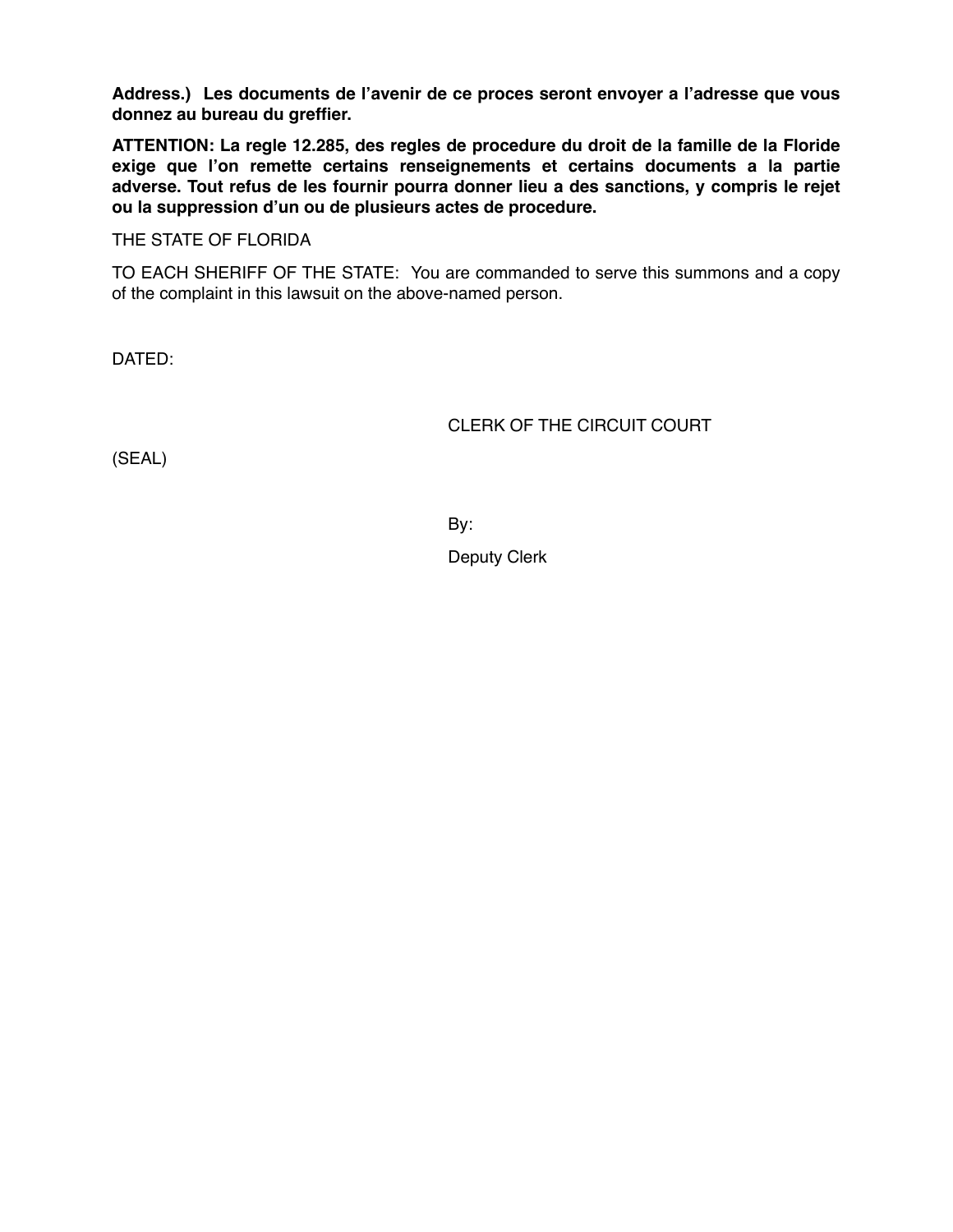**Address.) Les documents de l'avenir de ce proces seront envoyer a l'adresse que vous donnez au bureau du greffier.**

**ATTENTION: La regle 12.285, des regles de procedure du droit de la famille de la Floride exige que l'on remette certains renseignements et certains documents a la partie adverse. Tout refus de les fournir pourra donner lieu a des sanctions, y compris le rejet ou la suppression d'un ou de plusieurs actes de procedure.**

THE STATE OF FLORIDA

TO EACH SHERIFF OF THE STATE: You are commanded to serve this summons and a copy of the complaint in this lawsuit on the above-named person.

DATED:

CLERK OF THE CIRCUIT COURT

(SEAL)

By:

Deputy Clerk